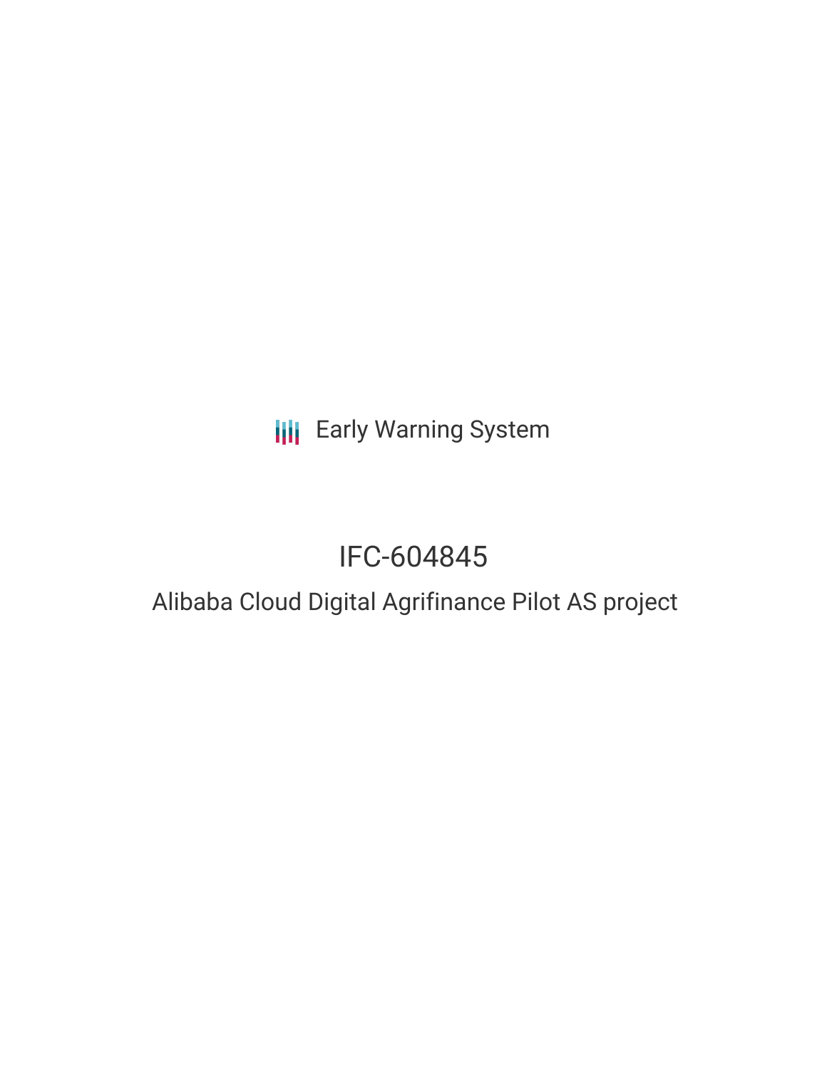Early Warning System

# IFC-604845

## Alibaba Cloud Digital Agrifinance Pilot AS project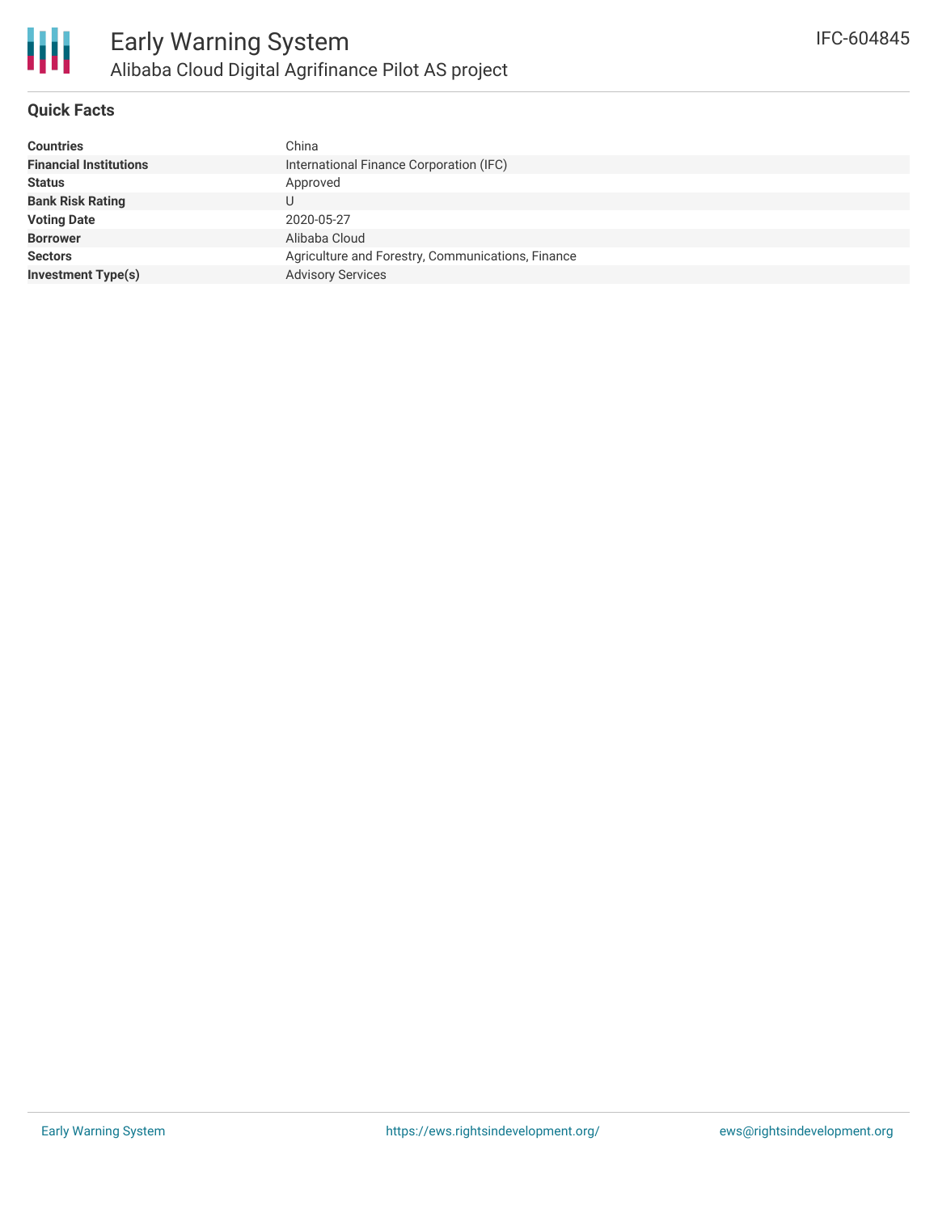## Quick Facts

| | |
|---|---|
| **Countries** | China |
| **Financial Institutions** | International Finance Corporation (IFC) |
| **Status** | Approved |
| **Bank Risk Rating** | U |
| **Voting Date** | 2020-05-27 |
| **Borrower** | Alibaba Cloud |
| **Sectors** | Agriculture and Forestry, Communications, Finance |
| **Investment Type(s)** | Advisory Services |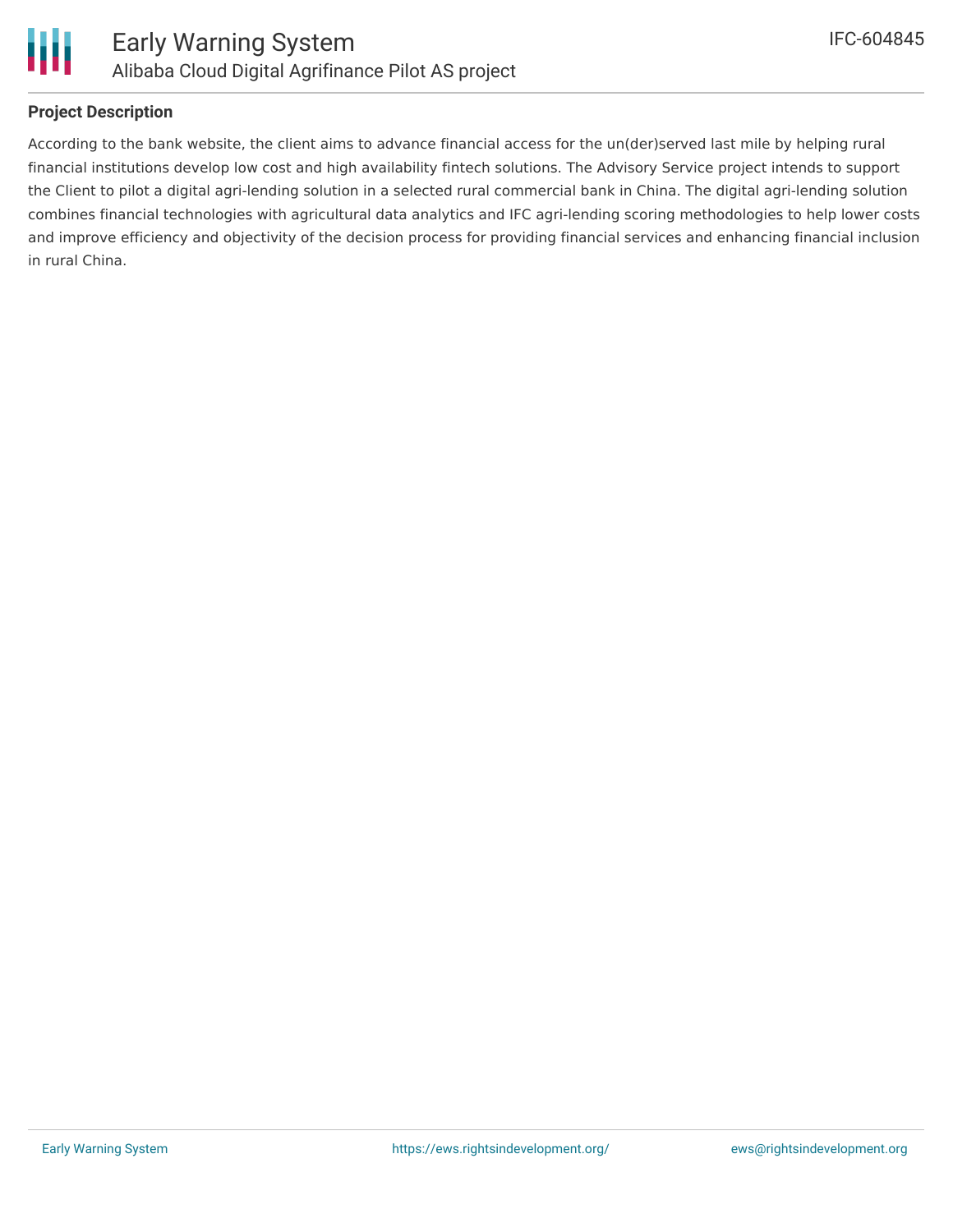## Project Description

According to the bank website, the client aims to advance financial access for the un(der)served last mile by helping rural financial institutions develop low cost and high availability fintech solutions. The Advisory Service project intends to support the Client to pilot a digital agri-lending solution in a selected rural commercial bank in China. The digital agri-lending solution combines financial technologies with agricultural data analytics and IFC agri-lending scoring methodologies to help lower costs and improve efficiency and objectivity of the decision process for providing financial services and enhancing financial inclusion in rural China.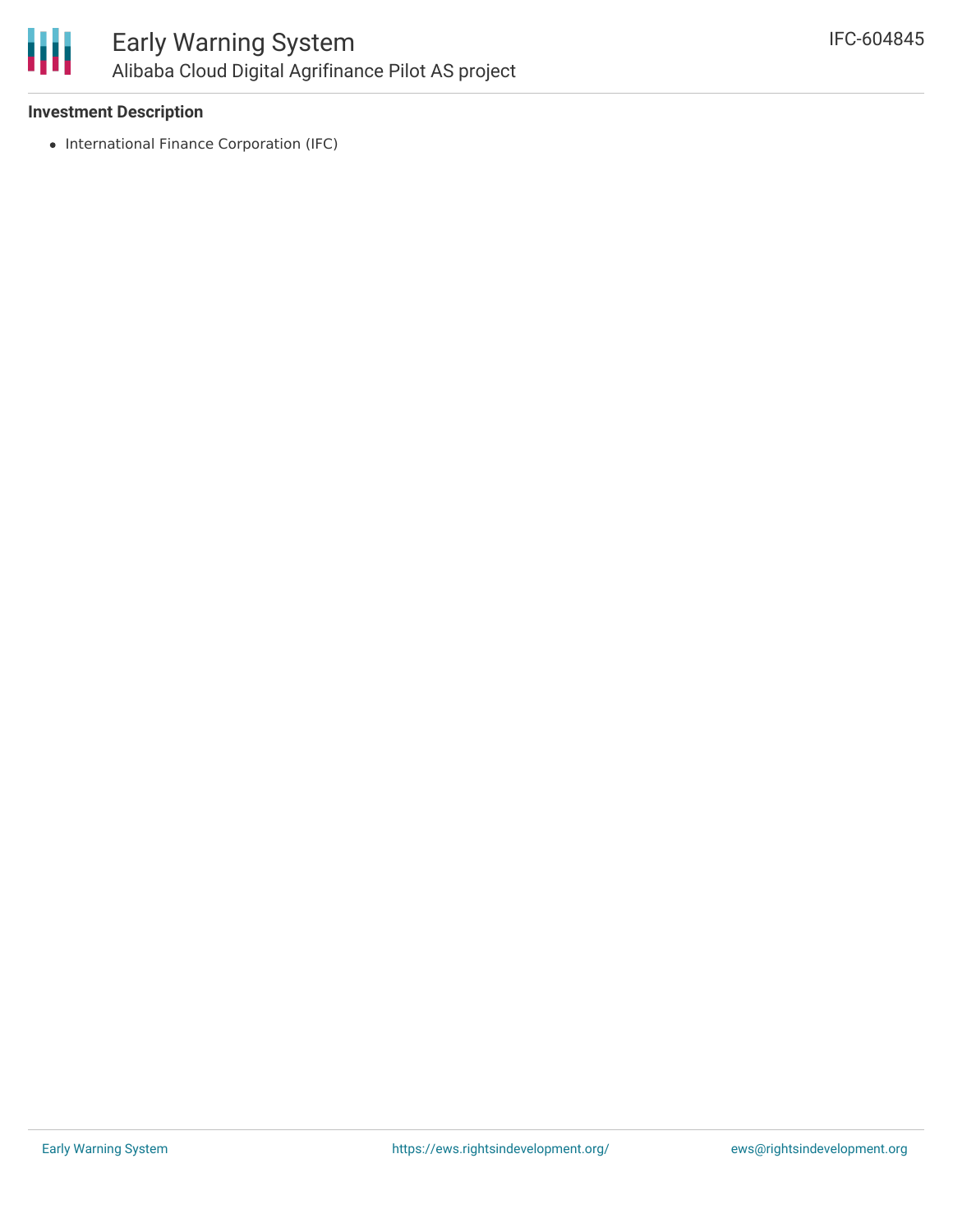### Investment Description

- International Finance Corporation (IFC)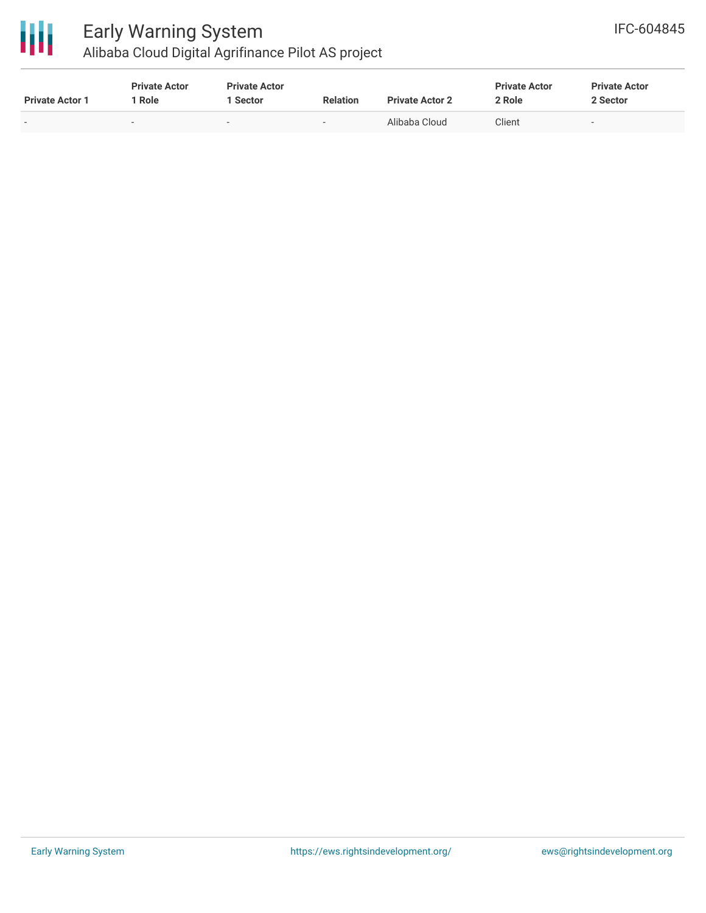| Private Actor 1 | Private Actor 1 Role | Private Actor 1 Sector | Relation | Private Actor 2 | Private Actor 2 Role | Private Actor 2 Sector |
|---|---|---|---|---|---|---|
| - | - | - | - | Alibaba Cloud | Client | - |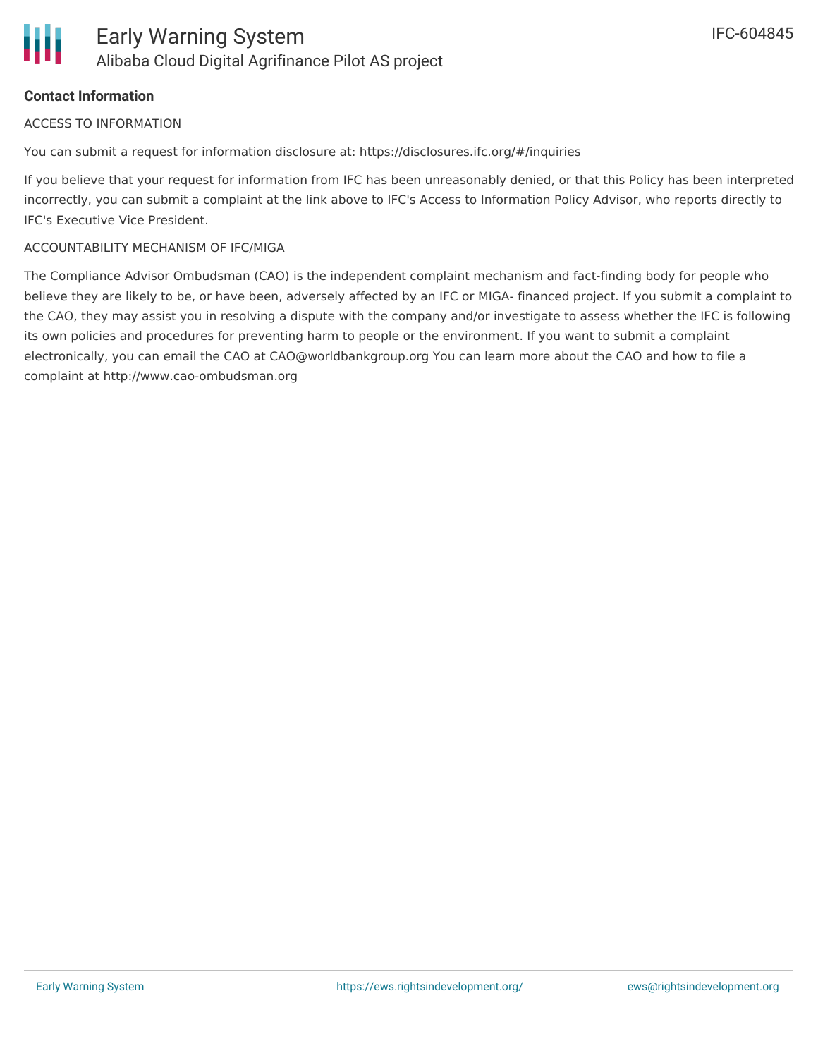## Contact Information

ACCESS TO INFORMATION

You can submit a request for information disclosure at: https://disclosures.ifc.org/#/inquiries

If you believe that your request for information from IFC has been unreasonably denied, or that this Policy has been interpreted incorrectly, you can submit a complaint at the link above to IFC's Access to Information Policy Advisor, who reports directly to IFC's Executive Vice President.

ACCOUNTABILITY MECHANISM OF IFC/MIGA

The Compliance Advisor Ombudsman (CAO) is the independent complaint mechanism and fact-finding body for people who believe they are likely to be, or have been, adversely affected by an IFC or MIGA- financed project. If you submit a complaint to the CAO, they may assist you in resolving a dispute with the company and/or investigate to assess whether the IFC is following its own policies and procedures for preventing harm to people or the environment. If you want to submit a complaint electronically, you can email the CAO at CAO@worldbankgroup.org You can learn more about the CAO and how to file a complaint at http://www.cao-ombudsman.org